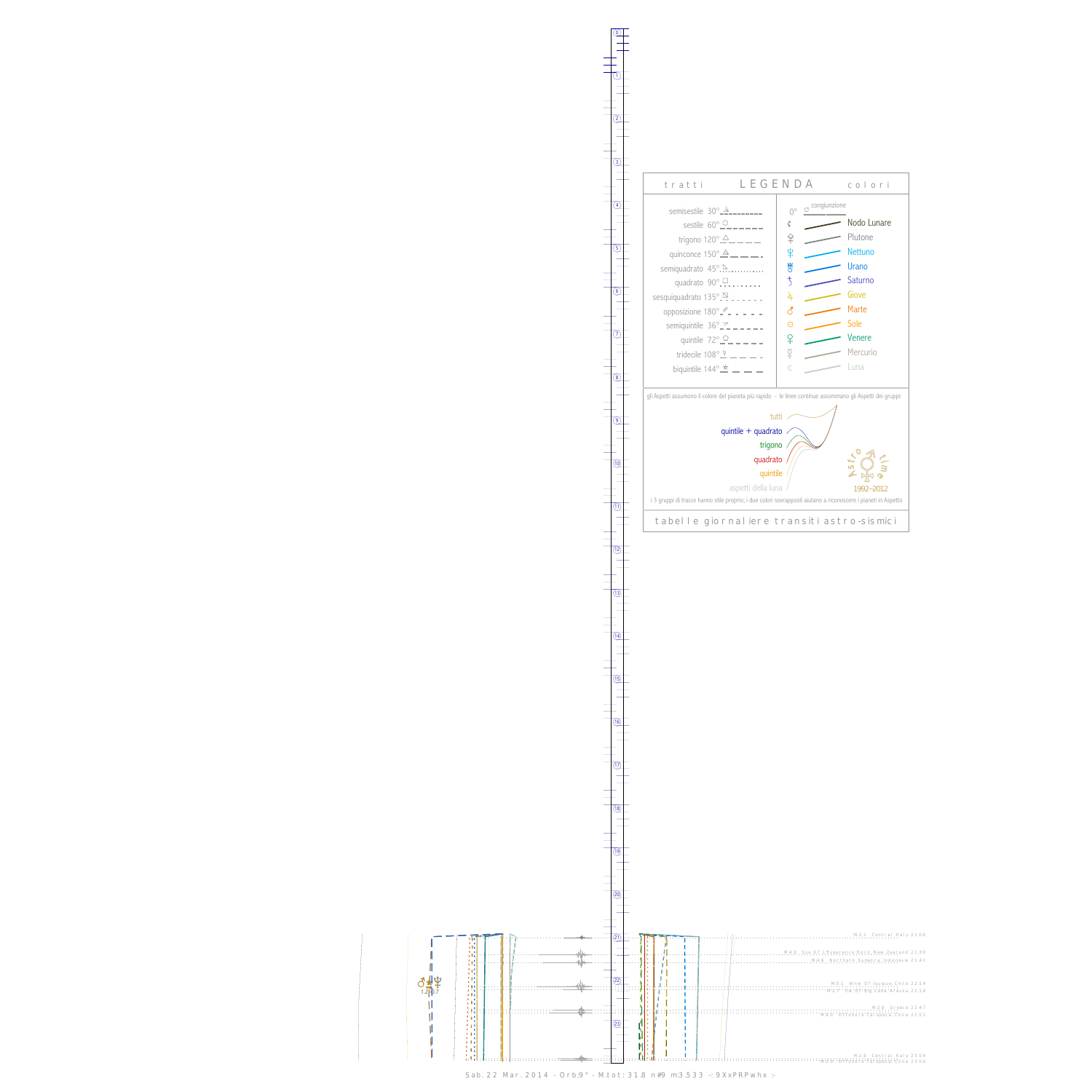## LEGENDA

**tratti**

| | |
|---|---|
| semisestile 30° | |
| sestile 60° | |
| trigono 120° | |
| quinconce 150° | |
| semiquadrato 45° | |
| quadrato 90° | |
| sesquiquadrato 135° | |
| opposizione 180° | |
| semiquintile 36° | |
| quintile 72° | |
| tridecile 108° | |
| biquintile 144° | |

**colori**

0° congiunzione

- Nodo Lunare
- Plutone
- Nettuno
- Urano
- Saturno
- Giove
- Marte
- Sole
- Venere
- Mercurio
- Luna

gli Aspetti assumono il colore del pianeta più rapido - le linee continue assommano gli Aspetti dei gruppi:

- tutti
- quintile + quadrato
- trigono
- quadrato
- quintile
- aspetti della luna

Astro time 1992–2012

i 3 gruppi di tracce hanno stile proprio; i due colori sovrapposti aiutano a riconoscere i pianeti in Aspetto

tabelle giornaliere transiti astro-sismici

M 2.1 Central Italy 21:06

M 4.8 Sse Of L'Esperance Rock New Zealand 21:30

M 4.8 Northern Sumatra Indonesia 21:41

M 5.1 Wnw Of Iquique Chile 22:14

M 2.7 54 Of Big Lake Alaska 22:18

M 3.8 Greece 22:47

M 4.0 Offshore Tarapaca Chile 22:51

M 2.6 Central Italy 23:54

M 3.5 Offshore Tarapaca Chile 23:56

♂ ☌ ♆ 1.2 0.7

Sab. 22 Mar. 2014 - Orb:9° - M.tot: 31.8 n#9 m:3.533 -: 9XxPRPwhx :-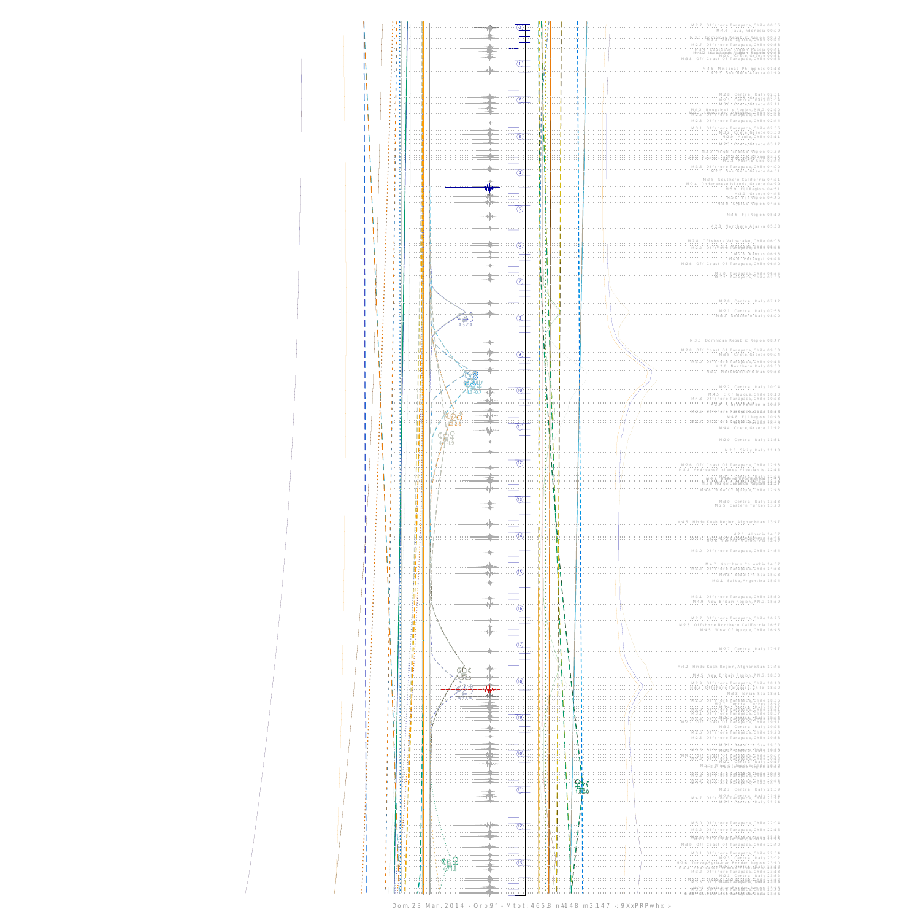M2.7 Offshore Tarapaca,Chile 00:06
M4.4 Java,Indonesia 00:09
M3.0 Offshore Tarapaca,Chile 00:20
M2.7 Offshore Tarapaca,Chile 00:38
M4.5 Mindanao,Philippines 01:18
M2.2 Southern Alaska 01:19
M2.8 Central Italy 02:01
M3.0 Crete,Greece 02:11
M2.3 Offshore Tarapaca,Chile 02:44
M3.1 Offshore Tarapaca,Chile 02:56
M2.3 Crete,Greece 03:17
M3.6 Offshore Tarapaca,Chile 04:00
M2.5 Southern California 04:21
M2.4 Dodecanese Islands,Greece 04:29
M3.0 Greece 04:45
M4.6 Fiji Region 05:19
M2.9 Northern Alaska 05:38
M2.8 Offshore Valparaiso,Chile 06:03
M2.8 Kansas 06:18
M3.0 Portugal 06:26
M2.8 Off Coast Of Tarapaca,Chile 06:40
M3.0 Tarapaca,Chile 06:56
M3.2 Tarapaca,Chile 07:03
M2.8 Central Italy 07:42
M2.1 Central Italy 07:58
M2.2 Southern Italy 08:00
M3.0 Dominican Republic Region 08:47
M2.8 Off Coast Of Tarapaca,Chile 09:03
M3.0 Offshore Tarapaca,Chile 09:16
M2.3 Northern Italy 09:30
M2.9 Northwestern Iran 09:33
M2.2 Central Italy 10:04
M4.8 Offshore Tarapaca,Chile 10:23
M4.4 Crete,Greece 11:12
M2.6 Central Italy 11:31
M2.3 Sicily,Italy 11:48
M2.8 Off Coast Of Tarapaca,Chile 12:13
M4.8 Near Of Iquique,Chile 12:48
M3.0 Central Italy 13:13
M2.2 Eastern Turkey 13:20
M4.3 Hindu Kush Region,Afghanistan 13:47
M2.8 Albania 14:07
M3.0 Offshore Tarapaca,Chile 14:34
M4.7 Northern Colombia 14:57
M4.6 Beaufort Sea 15:08
M3.1 Salta,Argentina 15:24
M3.1 Offshore Tarapaca,Chile 15:50
M4.9 New Britain Region,P.N.G. 15:59
M2.7 Offshore Tarapaca,Chile 16:26
M2.8 Offshore Northern California 16:37
M4.1 Near Of Iquique,Chile 16:45
M2.7 Central Italy 17:17
M4.2 Hindu Kush Region,Afghanistan 17:46
M4.5 New Britain Region,P.N.G. 18:00
M3.0 Offshore Tarapaca,Chile 18:13
M3.8 Ionian Sea 18:31
M3.3 Central Italy 19:25
M3.1 Beaufort Sea 19:50
M2.7 Central Italy 21:09
M2.3 Central Italy 21:24
M3.8 Offshore Tarapaca,Chile 22:04
M3.2 Offshore Tarapaca,Chile 22:16
M3.0 Off Coast Of Tarapaca,Chile 22:40
M3.1 Offshore Tarapaca,Chile 22:54
M2.3 Central Italy 23:02

Dom.23 Mar.2014 - Orb:9° - M.tot: 465.8 n#148 m:3.147 -: 9XxPRPwhx :-